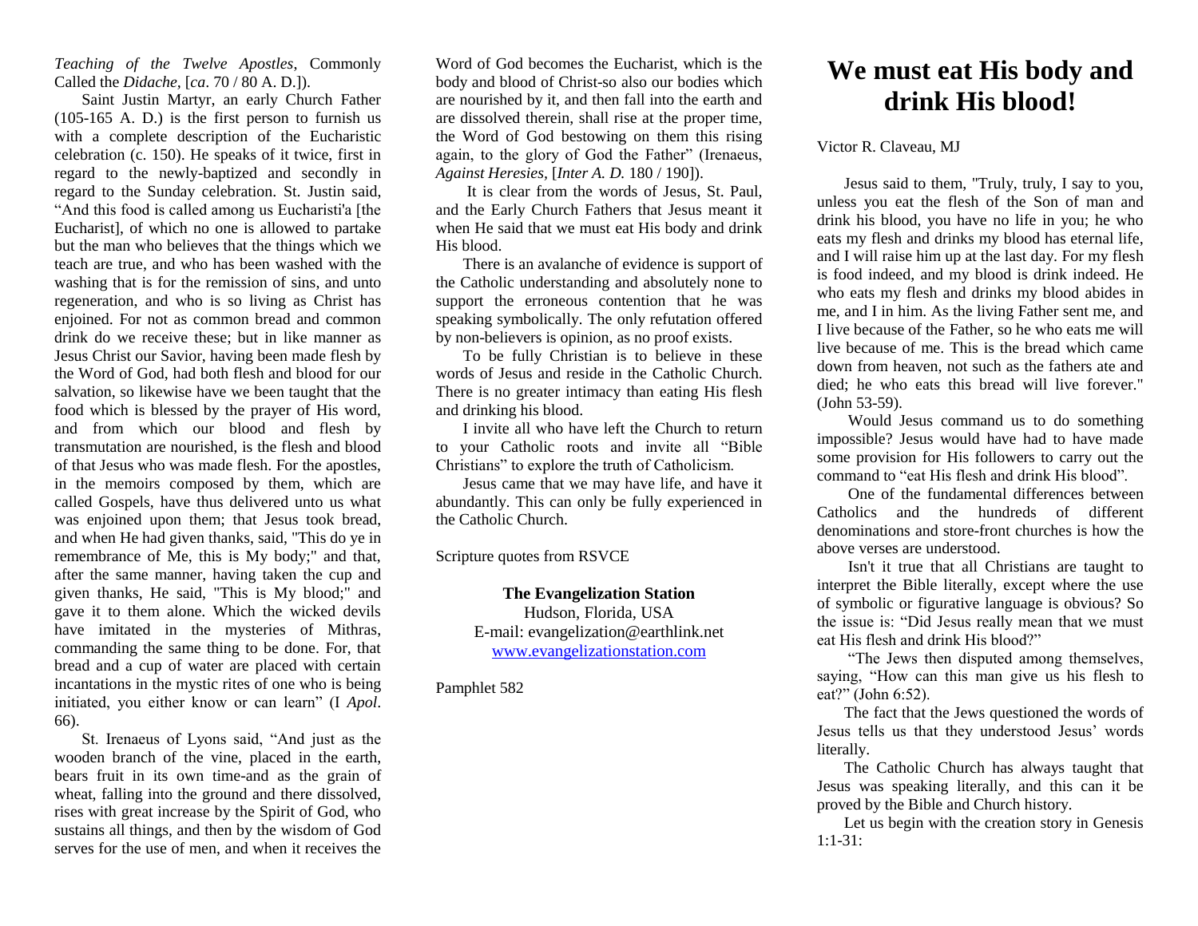*Teaching of the Twelve Apostles*, Commonly Called the *Didache*, [*ca*. 70 / 80 A. D.]).

Saint Justin Martyr, an early Church Father (105-165 A. D.) is the first person to furnish us with a complete description of the Eucharistic celebration (c. 150). He speaks of it twice, first in regard to the newly-baptized and secondly in regard to the Sunday celebration. St. Justin said, "And this food is called among us Eucharisti'a [the Eucharist], of which no one is allowed to partake but the man who believes that the things which we teach are true, and who has been washed with the washing that is for the remission of sins, and unto regeneration, and who is so living as Christ has enjoined. For not as common bread and common drink do we receive these; but in like manner as Jesus Christ our Savior, having been made flesh by the Word of God, had both flesh and blood for our salvation, so likewise have we been taught that the food which is blessed by the prayer of His word, and from which our blood and flesh by transmutation are nourished, is the flesh and blood of that Jesus who was made flesh. For the apostles, in the memoirs composed by them, which are called Gospels, have thus delivered unto us what was enjoined upon them; that Jesus took bread, and when He had given thanks, said, "This do ye in remembrance of Me, this is My body;" and that, after the same manner, having taken the cup and given thanks, He said, "This is My blood;" and gave it to them alone. Which the wicked devils have imitated in the mysteries of Mithras, commanding the same thing to be done. For, that bread and a cup of water are placed with certain incantations in the mystic rites of one who is being initiated, you either know or can learn" (I *Apol*. 66).

St. Irenaeus of Lyons said, "And just as the wooden branch of the vine, placed in the earth, bears fruit in its own time-and as the grain of wheat, falling into the ground and there dissolved, rises with great increase by the Spirit of God, who sustains all things, and then by the wisdom of God serves for the use of men, and when it receives the Word of God becomes the Eucharist, which is the body and blood of Christ-so also our bodies which are nourished by it, and then fall into the earth and are dissolved therein, shall rise at the proper time, the Word of God bestowing on them this rising again, to the glory of God the Father" (Irenaeus, *Against Heresies*, [*Inter A. D.* 180 / 190]).

It is clear from the words of Jesus, St. Paul, and the Early Church Fathers that Jesus meant it when He said that we must eat His body and drink His blood.

There is an avalanche of evidence is support of the Catholic understanding and absolutely none to support the erroneous contention that he was speaking symbolically. The only refutation offered by non-believers is opinion, as no proof exists.

To be fully Christian is to believe in these words of Jesus and reside in the Catholic Church. There is no greater intimacy than eating His flesh and drinking his blood.

I invite all who have left the Church to return to your Catholic roots and invite all "Bible Christians" to explore the truth of Catholicism.

Jesus came that we may have life, and have it abundantly. This can only be fully experienced in the Catholic Church.

Scripture quotes from RSVCE

**The Evangelization Station**
Hudson, Florida, USA
E-mail: evangelization@earthlink.net
www.evangelizationstation.com

Pamphlet 582

# We must eat His body and drink His blood!

Victor R. Claveau, MJ

Jesus said to them, "Truly, truly, I say to you, unless you eat the flesh of the Son of man and drink his blood, you have no life in you; he who eats my flesh and drinks my blood has eternal life, and I will raise him up at the last day. For my flesh is food indeed, and my blood is drink indeed. He who eats my flesh and drinks my blood abides in me, and I in him. As the living Father sent me, and I live because of the Father, so he who eats me will live because of me. This is the bread which came down from heaven, not such as the fathers ate and died; he who eats this bread will live forever." (John 53-59).

Would Jesus command us to do something impossible? Jesus would have had to have made some provision for His followers to carry out the command to "eat His flesh and drink His blood".

One of the fundamental differences between Catholics and the hundreds of different denominations and store-front churches is how the above verses are understood.

Isn't it true that all Christians are taught to interpret the Bible literally, except where the use of symbolic or figurative language is obvious? So the issue is: "Did Jesus really mean that we must eat His flesh and drink His blood?"

"The Jews then disputed among themselves, saying, "How can this man give us his flesh to eat?" (John 6:52).

The fact that the Jews questioned the words of Jesus tells us that they understood Jesus' words literally.

The Catholic Church has always taught that Jesus was speaking literally, and this can it be proved by the Bible and Church history.

Let us begin with the creation story in Genesis 1:1-31: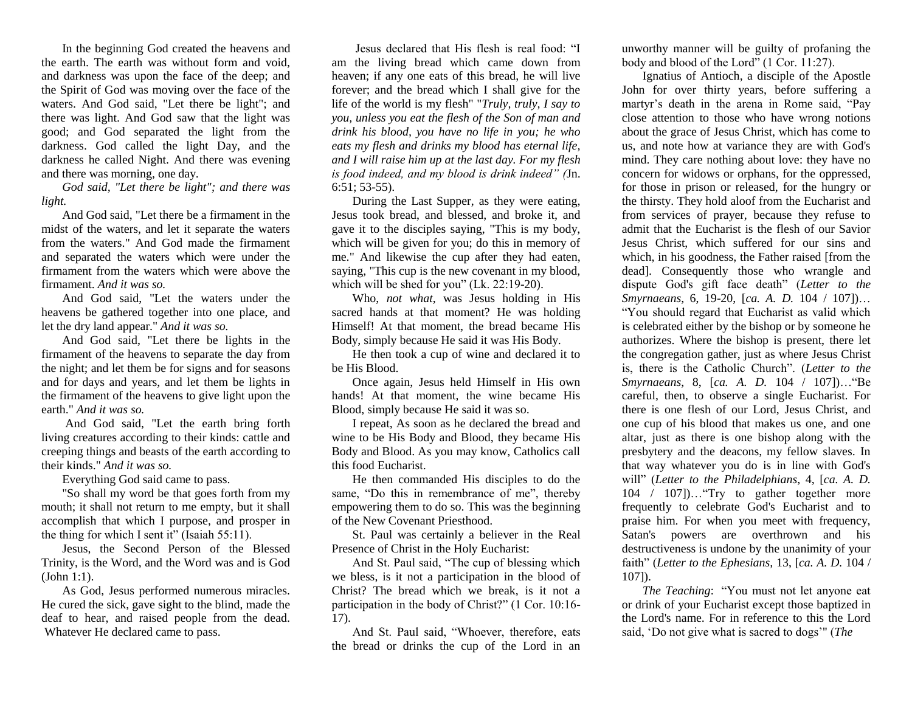In the beginning God created the heavens and the earth. The earth was without form and void, and darkness was upon the face of the deep; and the Spirit of God was moving over the face of the waters. And God said, "Let there be light"; and there was light. And God saw that the light was good; and God separated the light from the darkness. God called the light Day, and the darkness he called Night. And there was evening and there was morning, one day.

*God said, "Let there be light"; and there was light.*

And God said, "Let there be a firmament in the midst of the waters, and let it separate the waters from the waters." And God made the firmament and separated the waters which were under the firmament from the waters which were above the firmament. *And it was so.*

And God said, "Let the waters under the heavens be gathered together into one place, and let the dry land appear." *And it was so.*

And God said, "Let there be lights in the firmament of the heavens to separate the day from the night; and let them be for signs and for seasons and for days and years, and let them be lights in the firmament of the heavens to give light upon the earth." *And it was so.*

And God said, "Let the earth bring forth living creatures according to their kinds: cattle and creeping things and beasts of the earth according to their kinds." *And it was so.*

Everything God said came to pass.

"So shall my word be that goes forth from my mouth; it shall not return to me empty, but it shall accomplish that which I purpose, and prosper in the thing for which I sent it" (Isaiah 55:11).

Jesus, the Second Person of the Blessed Trinity, is the Word, and the Word was and is God (John 1:1).

As God, Jesus performed numerous miracles. He cured the sick, gave sight to the blind, made the deaf to hear, and raised people from the dead. Whatever He declared came to pass.

Jesus declared that His flesh is real food: "I am the living bread which came down from heaven; if any one eats of this bread, he will live forever; and the bread which I shall give for the life of the world is my flesh" "*Truly, truly, I say to you, unless you eat the flesh of the Son of man and drink his blood, you have no life in you; he who eats my flesh and drinks my blood has eternal life, and I will raise him up at the last day. For my flesh is food indeed, and my blood is drink indeed" (*Jn. 6:51; 53-55).

During the Last Supper, as they were eating, Jesus took bread, and blessed, and broke it, and gave it to the disciples saying, "This is my body, which will be given for you; do this in memory of me." And likewise the cup after they had eaten, saying, "This cup is the new covenant in my blood, which will be shed for you" (Lk. 22:19-20).

Who, *not what*, was Jesus holding in His sacred hands at that moment? He was holding Himself! At that moment, the bread became His Body, simply because He said it was His Body.

He then took a cup of wine and declared it to be His Blood.

Once again, Jesus held Himself in His own hands! At that moment, the wine became His Blood, simply because He said it was so.

I repeat, As soon as he declared the bread and wine to be His Body and Blood, they became His Body and Blood. As you may know, Catholics call this food Eucharist.

He then commanded His disciples to do the same, "Do this in remembrance of me", thereby empowering them to do so. This was the beginning of the New Covenant Priesthood.

St. Paul was certainly a believer in the Real Presence of Christ in the Holy Eucharist:

And St. Paul said, "The cup of blessing which we bless, is it not a participation in the blood of Christ? The bread which we break, is it not a participation in the body of Christ?" (1 Cor. 10:16-17).

And St. Paul said, "Whoever, therefore, eats the bread or drinks the cup of the Lord in an unworthy manner will be guilty of profaning the body and blood of the Lord" (1 Cor. 11:27).

Ignatius of Antioch, a disciple of the Apostle John for over thirty years, before suffering a martyr's death in the arena in Rome said, "Pay close attention to those who have wrong notions about the grace of Jesus Christ, which has come to us, and note how at variance they are with God's mind. They care nothing about love: they have no concern for widows or orphans, for the oppressed, for those in prison or released, for the hungry or the thirsty. They hold aloof from the Eucharist and from services of prayer, because they refuse to admit that the Eucharist is the flesh of our Savior Jesus Christ, which suffered for our sins and which, in his goodness, the Father raised [from the dead]. Consequently those who wrangle and dispute God's gift face death" (*Letter to the Smyrnaeans*, 6, 19-20, [*ca. A. D.* 104 / 107])… "You should regard that Eucharist as valid which is celebrated either by the bishop or by someone he authorizes. Where the bishop is present, there let the congregation gather, just as where Jesus Christ is, there is the Catholic Church". (*Letter to the Smyrnaeans*, 8, [*ca. A. D.* 104 / 107])…"Be careful, then, to observe a single Eucharist. For there is one flesh of our Lord, Jesus Christ, and one cup of his blood that makes us one, and one altar, just as there is one bishop along with the presbytery and the deacons, my fellow slaves. In that way whatever you do is in line with God's will" (*Letter to the Philadelphians*, 4, [*ca. A. D.* 104 / 107])…"Try to gather together more frequently to celebrate God's Eucharist and to praise him. For when you meet with frequency, Satan's powers are overthrown and his destructiveness is undone by the unanimity of your faith" (*Letter to the Ephesians,* 13, [*ca. A. D.* 104 / 107]).

*The Teaching*: "You must not let anyone eat or drink of your Eucharist except those baptized in the Lord's name. For in reference to this the Lord said, 'Do not give what is sacred to dogs'" (*The*